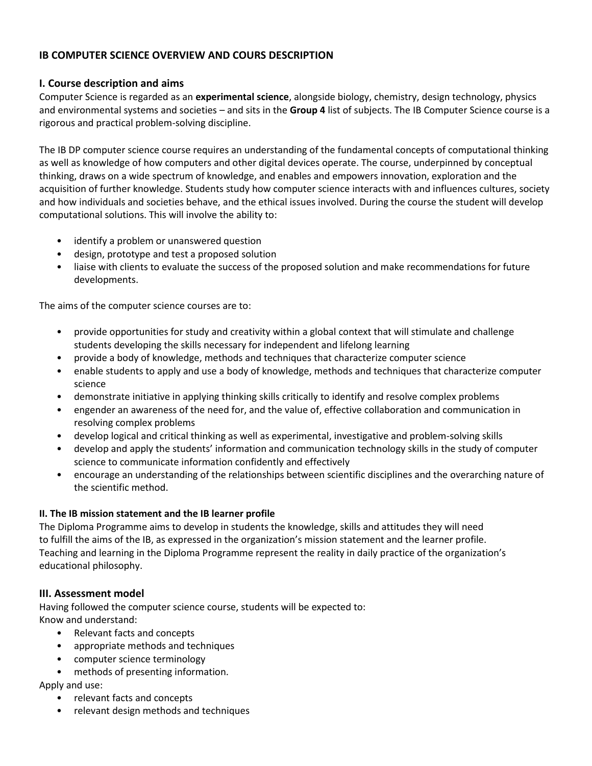# IB COMPUTER SCIENCE OVERVIEW AND COURS DESCRIPTION

## I. Course description and aims

Computer Science is regarded as an **experimental science**, alongside biology, chemistry, design technology, physics and environmental systems and societies – and sits in the **Group 4** list of subjects. The IB Computer Science course is a rigorous and practical problem-solving discipline.

The IB DP computer science course requires an understanding of the fundamental concepts of computational thinking as well as knowledge of how computers and other digital devices operate. The course, underpinned by conceptual thinking, draws on a wide spectrum of knowledge, and enables and empowers innovation, exploration and the acquisition of further knowledge. Students study how computer science interacts with and influences cultures, society and how individuals and societies behave, and the ethical issues involved. During the course the student will develop computational solutions. This will involve the ability to:

- identify a problem or unanswered question
- design, prototype and test a proposed solution
- liaise with clients to evaluate the success of the proposed solution and make recommendations for future developments.

The aims of the computer science courses are to:

- provide opportunities for study and creativity within a global context that will stimulate and challenge students developing the skills necessary for independent and lifelong learning
- provide a body of knowledge, methods and techniques that characterize computer science
- enable students to apply and use a body of knowledge, methods and techniques that characterize computer science
- demonstrate initiative in applying thinking skills critically to identify and resolve complex problems
- engender an awareness of the need for, and the value of, effective collaboration and communication in resolving complex problems
- develop logical and critical thinking as well as experimental, investigative and problem-solving skills
- develop and apply the students' information and communication technology skills in the study of computer science to communicate information confidently and effectively
- encourage an understanding of the relationships between scientific disciplines and the overarching nature of the scientific method.

### II. The IB mission statement and the IB learner profile

The Diploma Programme aims to develop in students the knowledge, skills and attitudes they will need to fulfill the aims of the IB, as expressed in the organization's mission statement and the learner profile. Teaching and learning in the Diploma Programme represent the reality in daily practice of the organization's educational philosophy.

## III. Assessment model

Having followed the computer science course, students will be expected to:

Know and understand:

- Relevant facts and concepts
- appropriate methods and techniques
- computer science terminology
- methods of presenting information.

Apply and use:

- relevant facts and concepts
- relevant design methods and techniques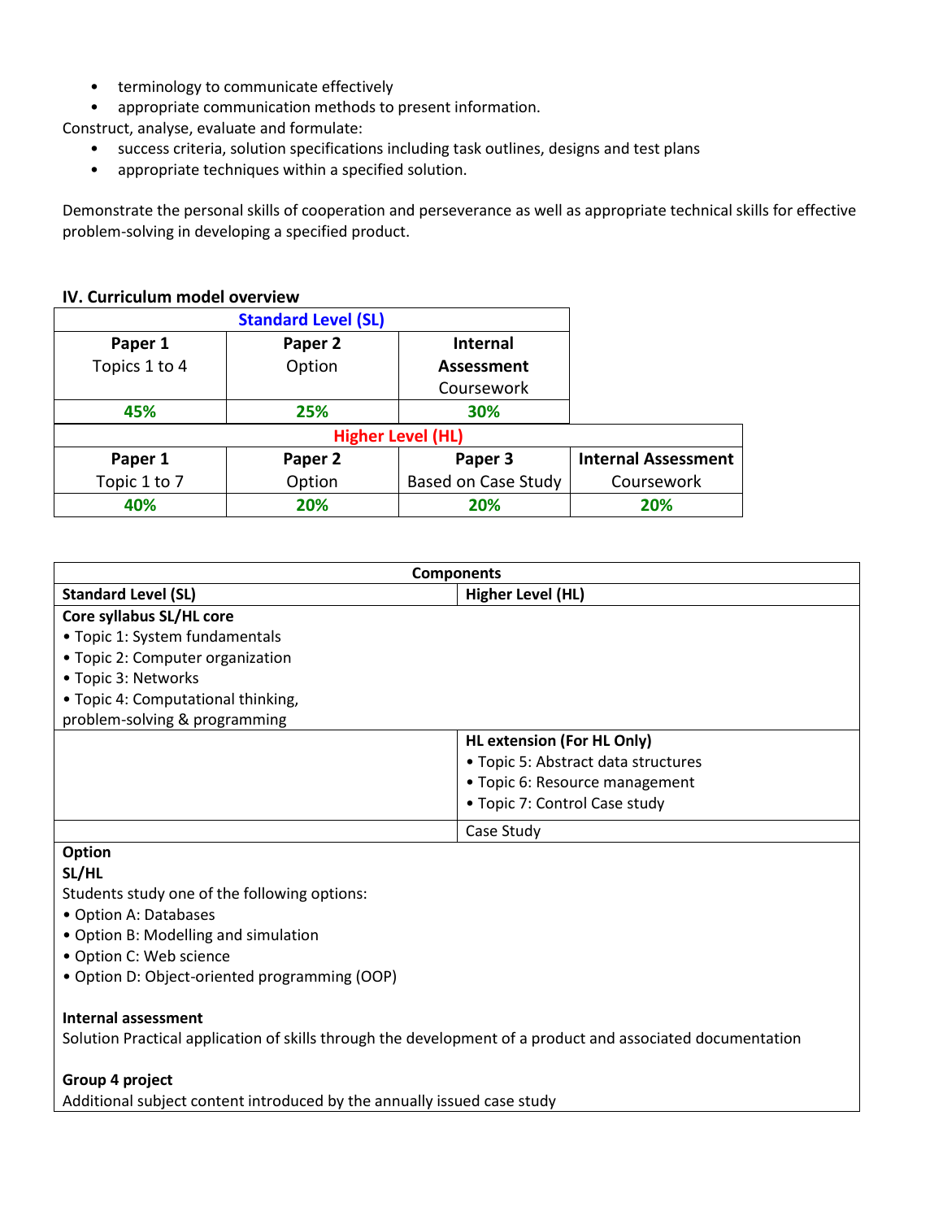- terminology to communicate effectively
- appropriate communication methods to present information.

Construct, analyse, evaluate and formulate:

- success criteria, solution specifications including task outlines, designs and test plans
- appropriate techniques within a specified solution.

Demonstrate the personal skills of cooperation and perseverance as well as appropriate technical skills for effective problem-solving in developing a specified product.

### IV. Curriculum model overview

| Standard Level (SL) | | | |
|---|---|---|---|
| **Paper 1** Topics 1 to 4 | **Paper 2** Option | **Internal Assessment** Coursework | |
| 45% | 25% | 30% | |
| **Higher Level (HL)** | | | |
| **Paper 1** Topic 1 to 7 | **Paper 2** Option | **Paper 3** Based on Case Study | **Internal Assessment** Coursework |
| 40% | 20% | 20% | 20% |

| Components | |
|---|---|
| **Standard Level (SL)** | **Higher Level (HL)** |
| **Core syllabus SL/HL core**<br>• Topic 1: System fundamentals<br>• Topic 2: Computer organization<br>• Topic 3: Networks<br>• Topic 4: Computational thinking, problem-solving & programming | |
| | **HL extension (For HL Only)**<br>• Topic 5: Abstract data structures<br>• Topic 6: Resource management<br>• Topic 7: Control Case study |
| | Case Study |
| **Option**<br>**SL/HL**<br>Students study one of the following options:<br>• Option A: Databases<br>• Option B: Modelling and simulation<br>• Option C: Web science<br>• Option D: Object-oriented programming (OOP)<br><br>**Internal assessment**<br>Solution Practical application of skills through the development of a product and associated documentation<br><br>**Group 4 project**<br>Additional subject content introduced by the annually issued case study | |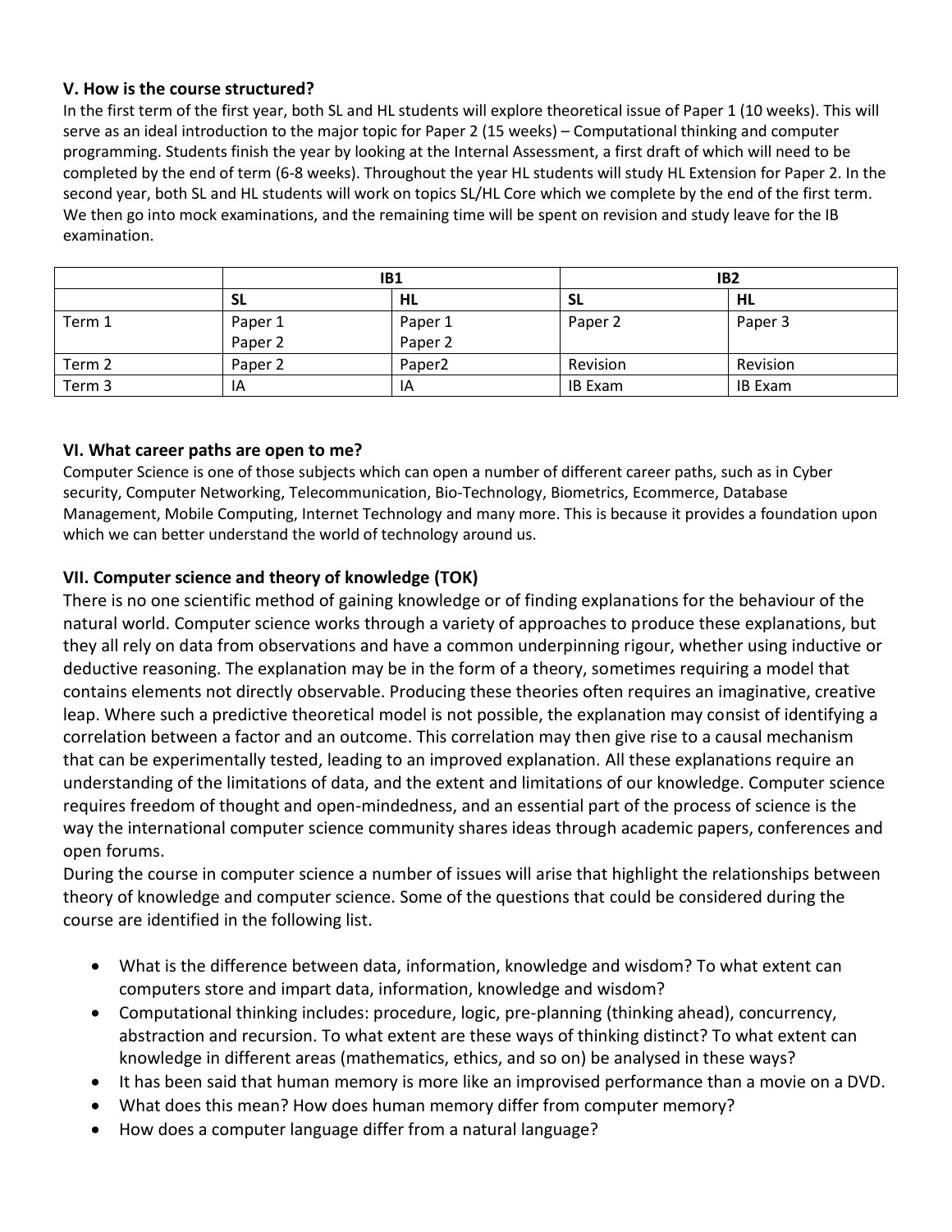### V. How is the course structured?

In the first term of the first year, both SL and HL students will explore theoretical issue of Paper 1 (10 weeks). This will serve as an ideal introduction to the major topic for Paper 2 (15 weeks) – Computational thinking and computer programming. Students finish the year by looking at the Internal Assessment, a first draft of which will need to be completed by the end of term (6-8 weeks). Throughout the year HL students will study HL Extension for Paper 2. In the second year, both SL and HL students will work on topics SL/HL Core which we complete by the end of the first term. We then go into mock examinations, and the remaining time will be spent on revision and study leave for the IB examination.

| | IB1 | | IB2 | |
|---|---|---|---|---|
| | **SL** | **HL** | **SL** | **HL** |
| Term 1 | Paper 1<br>Paper 2 | Paper 1<br>Paper 2 | Paper 2 | Paper 3 |
| Term 2 | Paper 2 | Paper2 | Revision | Revision |
| Term 3 | IA | IA | IB Exam | IB Exam |

### VI. What career paths are open to me?

Computer Science is one of those subjects which can open a number of different career paths, such as in Cyber security, Computer Networking, Telecommunication, Bio-Technology, Biometrics, Ecommerce, Database Management, Mobile Computing, Internet Technology and many more. This is because it provides a foundation upon which we can better understand the world of technology around us.

### VII. Computer science and theory of knowledge (TOK)

There is no one scientific method of gaining knowledge or of finding explanations for the behaviour of the natural world. Computer science works through a variety of approaches to produce these explanations, but they all rely on data from observations and have a common underpinning rigour, whether using inductive or deductive reasoning. The explanation may be in the form of a theory, sometimes requiring a model that contains elements not directly observable. Producing these theories often requires an imaginative, creative leap. Where such a predictive theoretical model is not possible, the explanation may consist of identifying a correlation between a factor and an outcome. This correlation may then give rise to a causal mechanism that can be experimentally tested, leading to an improved explanation. All these explanations require an understanding of the limitations of data, and the extent and limitations of our knowledge. Computer science requires freedom of thought and open-mindedness, and an essential part of the process of science is the way the international computer science community shares ideas through academic papers, conferences and open forums.

During the course in computer science a number of issues will arise that highlight the relationships between theory of knowledge and computer science. Some of the questions that could be considered during the course are identified in the following list.

- What is the difference between data, information, knowledge and wisdom? To what extent can computers store and impart data, information, knowledge and wisdom?
- Computational thinking includes: procedure, logic, pre-planning (thinking ahead), concurrency, abstraction and recursion. To what extent are these ways of thinking distinct? To what extent can knowledge in different areas (mathematics, ethics, and so on) be analysed in these ways?
- It has been said that human memory is more like an improvised performance than a movie on a DVD.
- What does this mean? How does human memory differ from computer memory?
- How does a computer language differ from a natural language?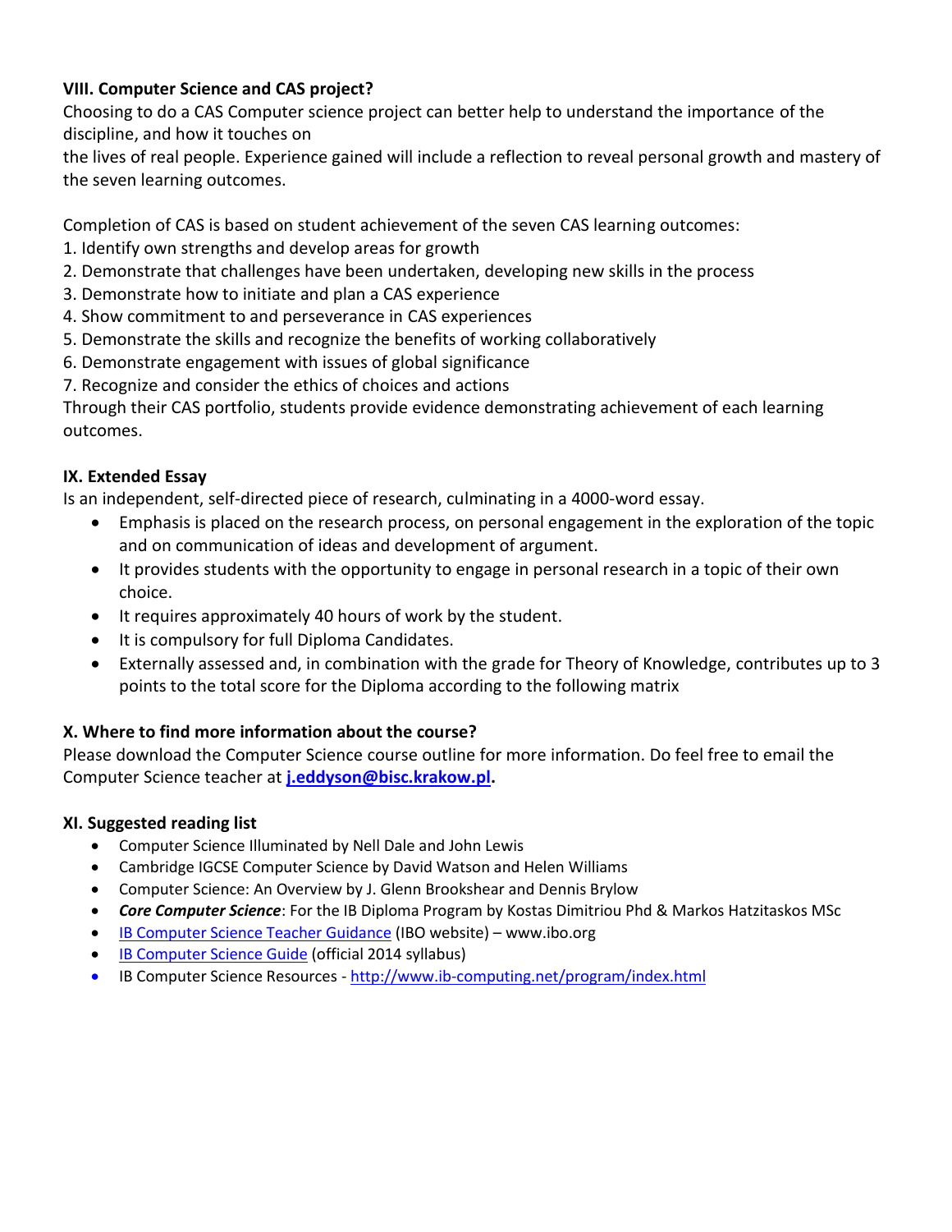### VIII. Computer Science and CAS project?

Choosing to do a CAS Computer science project can better help to understand the importance of the discipline, and how it touches on
the lives of real people. Experience gained will include a reflection to reveal personal growth and mastery of the seven learning outcomes.

Completion of CAS is based on student achievement of the seven CAS learning outcomes:

1. Identify own strengths and develop areas for growth
2. Demonstrate that challenges have been undertaken, developing new skills in the process
3. Demonstrate how to initiate and plan a CAS experience
4. Show commitment to and perseverance in CAS experiences
5. Demonstrate the skills and recognize the benefits of working collaboratively
6. Demonstrate engagement with issues of global significance
7. Recognize and consider the ethics of choices and actions

Through their CAS portfolio, students provide evidence demonstrating achievement of each learning outcomes.

### IX. Extended Essay

Is an independent, self-directed piece of research, culminating in a 4000-word essay.

- Emphasis is placed on the research process, on personal engagement in the exploration of the topic and on communication of ideas and development of argument.
- It provides students with the opportunity to engage in personal research in a topic of their own choice.
- It requires approximately 40 hours of work by the student.
- It is compulsory for full Diploma Candidates.
- Externally assessed and, in combination with the grade for Theory of Knowledge, contributes up to 3 points to the total score for the Diploma according to the following matrix

### X. Where to find more information about the course?

Please download the Computer Science course outline for more information. Do feel free to email the Computer Science teacher at **j.eddyson@bisc.krakow.pl.**

### XI. Suggested reading list

- Computer Science Illuminated by Nell Dale and John Lewis
- Cambridge IGCSE Computer Science by David Watson and Helen Williams
- Computer Science: An Overview by J. Glenn Brookshear and Dennis Brylow
- ***Core Computer Science***: For the IB Diploma Program by Kostas Dimitriou Phd & Markos Hatzitaskos MSc
- IB Computer Science Teacher Guidance (IBO website) – www.ibo.org
- IB Computer Science Guide (official 2014 syllabus)
- IB Computer Science Resources - http://www.ib-computing.net/program/index.html